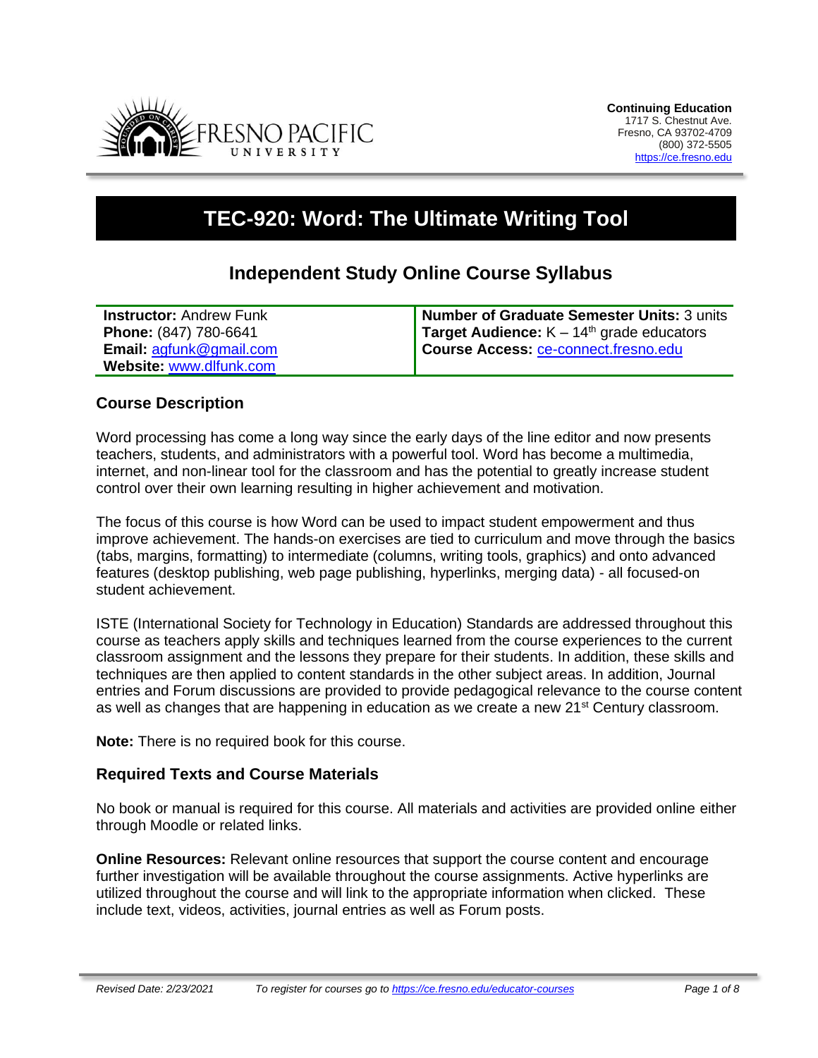**Continuing Education**
1717 S. Chestnut Ave.
Fresno, CA 93702-4709
(800) 372-5505
https://ce.fresno.edu

# TEC-920: Word: The Ultimate Writing Tool

## Independent Study Online Course Syllabus

| | |
|---|---|
| **Instructor:** Andrew Funk<br>**Phone:** (847) 780-6641<br>**Email:** agfunk@gmail.com<br>**Website:** www.dlfunk.com | **Number of Graduate Semester Units:** 3 units<br>**Target Audience:** K – 14th grade educators<br>**Course Access:** ce-connect.fresno.edu |

### Course Description

Word processing has come a long way since the early days of the line editor and now presents teachers, students, and administrators with a powerful tool. Word has become a multimedia, internet, and non-linear tool for the classroom and has the potential to greatly increase student control over their own learning resulting in higher achievement and motivation.

The focus of this course is how Word can be used to impact student empowerment and thus improve achievement. The hands-on exercises are tied to curriculum and move through the basics (tabs, margins, formatting) to intermediate (columns, writing tools, graphics) and onto advanced features (desktop publishing, web page publishing, hyperlinks, merging data) - all focused-on student achievement.

ISTE (International Society for Technology in Education) Standards are addressed throughout this course as teachers apply skills and techniques learned from the course experiences to the current classroom assignment and the lessons they prepare for their students. In addition, these skills and techniques are then applied to content standards in the other subject areas. In addition, Journal entries and Forum discussions are provided to provide pedagogical relevance to the course content as well as changes that are happening in education as we create a new 21st Century classroom.

**Note:** There is no required book for this course.

### Required Texts and Course Materials

No book or manual is required for this course. All materials and activities are provided online either through Moodle or related links.

**Online Resources:** Relevant online resources that support the course content and encourage further investigation will be available throughout the course assignments. Active hyperlinks are utilized throughout the course and will link to the appropriate information when clicked. These include text, videos, activities, journal entries as well as Forum posts.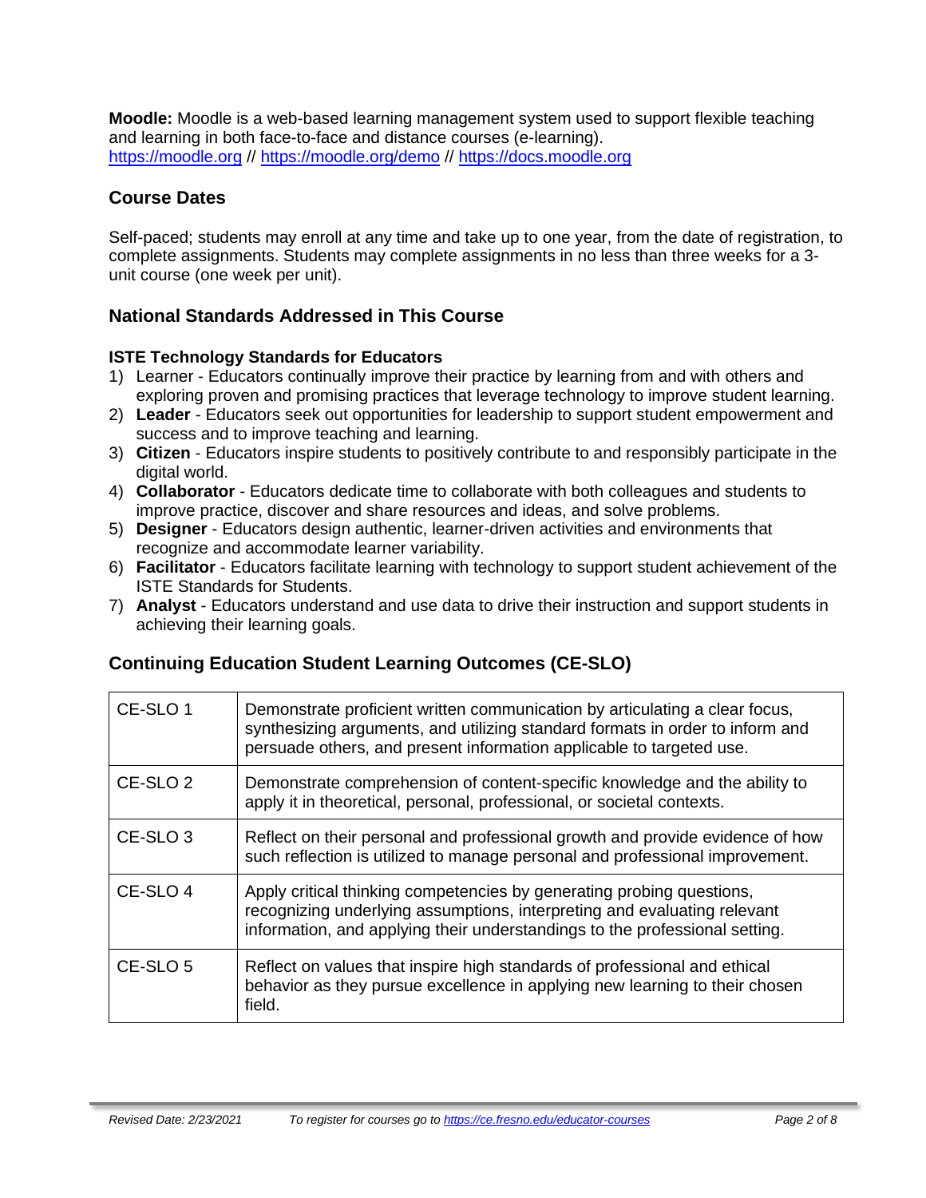**Moodle:** Moodle is a web-based learning management system used to support flexible teaching and learning in both face-to-face and distance courses (e-learning).
https://moodle.org // https://moodle.org/demo // https://docs.moodle.org

## Course Dates

Self-paced; students may enroll at any time and take up to one year, from the date of registration, to complete assignments. Students may complete assignments in no less than three weeks for a 3-unit course (one week per unit).

## National Standards Addressed in This Course

### ISTE Technology Standards for Educators

1) Learner - Educators continually improve their practice by learning from and with others and exploring proven and promising practices that leverage technology to improve student learning.
2) **Leader** - Educators seek out opportunities for leadership to support student empowerment and success and to improve teaching and learning.
3) **Citizen** - Educators inspire students to positively contribute to and responsibly participate in the digital world.
4) **Collaborator** - Educators dedicate time to collaborate with both colleagues and students to improve practice, discover and share resources and ideas, and solve problems.
5) **Designer** - Educators design authentic, learner-driven activities and environments that recognize and accommodate learner variability.
6) **Facilitator** - Educators facilitate learning with technology to support student achievement of the ISTE Standards for Students.
7) **Analyst** - Educators understand and use data to drive their instruction and support students in achieving their learning goals.

## Continuing Education Student Learning Outcomes (CE-SLO)

| | |
|---|---|
| CE-SLO 1 | Demonstrate proficient written communication by articulating a clear focus, synthesizing arguments, and utilizing standard formats in order to inform and persuade others, and present information applicable to targeted use. |
| CE-SLO 2 | Demonstrate comprehension of content-specific knowledge and the ability to apply it in theoretical, personal, professional, or societal contexts. |
| CE-SLO 3 | Reflect on their personal and professional growth and provide evidence of how such reflection is utilized to manage personal and professional improvement. |
| CE-SLO 4 | Apply critical thinking competencies by generating probing questions, recognizing underlying assumptions, interpreting and evaluating relevant information, and applying their understandings to the professional setting. |
| CE-SLO 5 | Reflect on values that inspire high standards of professional and ethical behavior as they pursue excellence in applying new learning to their chosen field. |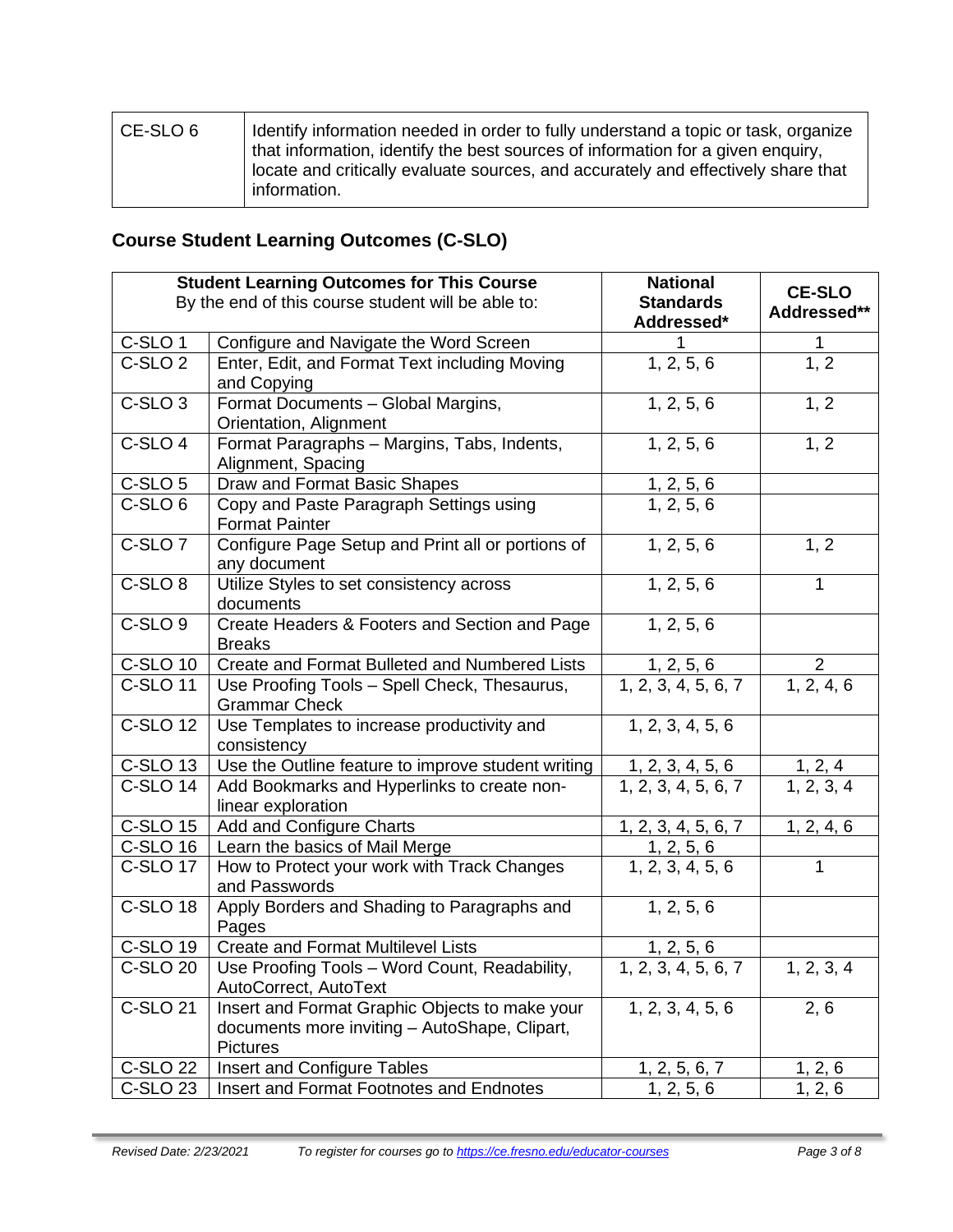| | |
|---|---|
| CE-SLO 6 | Identify information needed in order to fully understand a topic or task, organize that information, identify the best sources of information for a given enquiry, locate and critically evaluate sources, and accurately and effectively share that information. |

## Course Student Learning Outcomes (C-SLO)

| **Student Learning Outcomes for This Course** By the end of this course student will be able to: | | **National Standards Addressed*** | **CE-SLO Addressed**** |
|---|---|---|---|
| C-SLO 1 | Configure and Navigate the Word Screen | 1 | 1 |
| C-SLO 2 | Enter, Edit, and Format Text including Moving and Copying | 1, 2, 5, 6 | 1, 2 |
| C-SLO 3 | Format Documents – Global Margins, Orientation, Alignment | 1, 2, 5, 6 | 1, 2 |
| C-SLO 4 | Format Paragraphs – Margins, Tabs, Indents, Alignment, Spacing | 1, 2, 5, 6 | 1, 2 |
| C-SLO 5 | Draw and Format Basic Shapes | 1, 2, 5, 6 | |
| C-SLO 6 | Copy and Paste Paragraph Settings using Format Painter | 1, 2, 5, 6 | |
| C-SLO 7 | Configure Page Setup and Print all or portions of any document | 1, 2, 5, 6 | 1, 2 |
| C-SLO 8 | Utilize Styles to set consistency across documents | 1, 2, 5, 6 | 1 |
| C-SLO 9 | Create Headers & Footers and Section and Page Breaks | 1, 2, 5, 6 | |
| C-SLO 10 | Create and Format Bulleted and Numbered Lists | 1, 2, 5, 6 | 2 |
| C-SLO 11 | Use Proofing Tools – Spell Check, Thesaurus, Grammar Check | 1, 2, 3, 4, 5, 6, 7 | 1, 2, 4, 6 |
| C-SLO 12 | Use Templates to increase productivity and consistency | 1, 2, 3, 4, 5, 6 | |
| C-SLO 13 | Use the Outline feature to improve student writing | 1, 2, 3, 4, 5, 6 | 1, 2, 4 |
| C-SLO 14 | Add Bookmarks and Hyperlinks to create non-linear exploration | 1, 2, 3, 4, 5, 6, 7 | 1, 2, 3, 4 |
| C-SLO 15 | Add and Configure Charts | 1, 2, 3, 4, 5, 6, 7 | 1, 2, 4, 6 |
| C-SLO 16 | Learn the basics of Mail Merge | 1, 2, 5, 6 | |
| C-SLO 17 | How to Protect your work with Track Changes and Passwords | 1, 2, 3, 4, 5, 6 | 1 |
| C-SLO 18 | Apply Borders and Shading to Paragraphs and Pages | 1, 2, 5, 6 | |
| C-SLO 19 | Create and Format Multilevel Lists | 1, 2, 5, 6 | |
| C-SLO 20 | Use Proofing Tools – Word Count, Readability, AutoCorrect, AutoText | 1, 2, 3, 4, 5, 6, 7 | 1, 2, 3, 4 |
| C-SLO 21 | Insert and Format Graphic Objects to make your documents more inviting – AutoShape, Clipart, Pictures | 1, 2, 3, 4, 5, 6 | 2, 6 |
| C-SLO 22 | Insert and Configure Tables | 1, 2, 5, 6, 7 | 1, 2, 6 |
| C-SLO 23 | Insert and Format Footnotes and Endnotes | 1, 2, 5, 6 | 1, 2, 6 |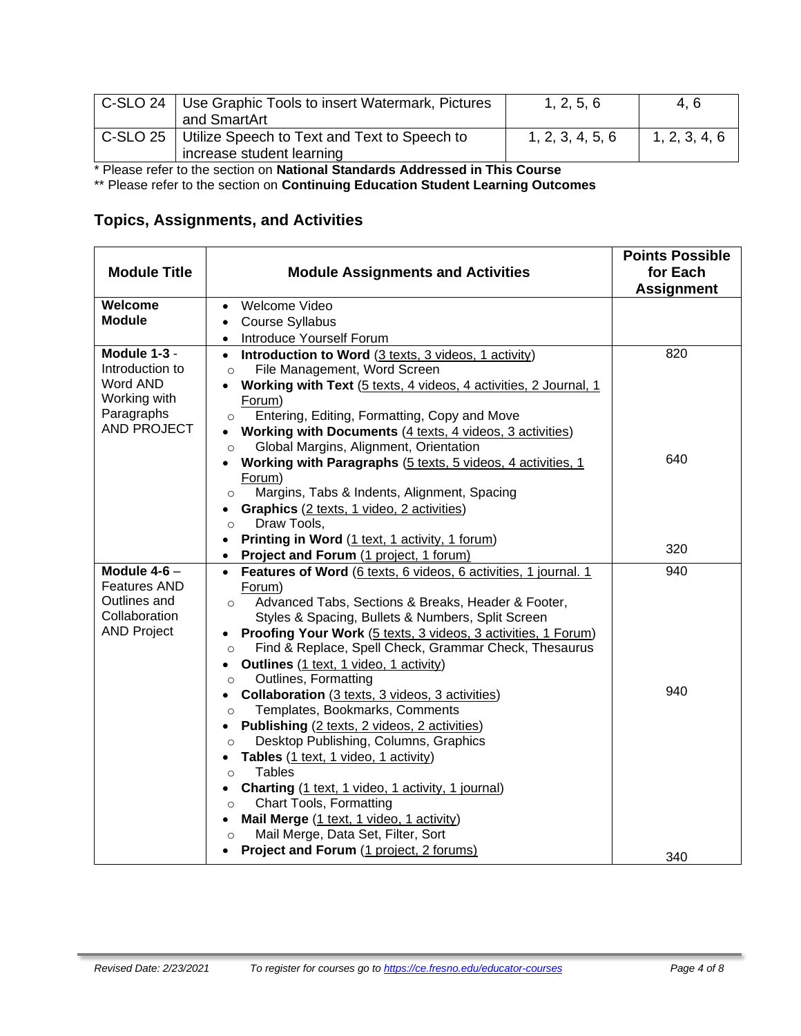| | | | |
|---|---|---|---|
| C-SLO 24 | Use Graphic Tools to insert Watermark, Pictures and SmartArt | 1, 2, 5, 6 | 4, 6 |
| C-SLO 25 | Utilize Speech to Text and Text to Speech to increase student learning | 1, 2, 3, 4, 5, 6 | 1, 2, 3, 4, 6 |

* Please refer to the section on **National Standards Addressed in This Course**

** Please refer to the section on **Continuing Education Student Learning Outcomes**

## Topics, Assignments, and Activities

| Module Title | Module Assignments and Activities | Points Possible for Each Assignment |
|---|---|---|
| **Welcome Module** | • Welcome Video<br>• Course Syllabus<br>• Introduce Yourself Forum | |
| **Module 1-3** - Introduction to Word AND Working with Paragraphs AND PROJECT | • **Introduction to Word** (3 texts, 3 videos, 1 activity)<br>○ File Management, Word Screen<br>• **Working with Text** (5 texts, 4 videos, 4 activities, 2 Journal, 1 Forum)<br>○ Entering, Editing, Formatting, Copy and Move<br>• **Working with Documents** (4 texts, 4 videos, 3 activities)<br>○ Global Margins, Alignment, Orientation<br>• **Working with Paragraphs** (5 texts, 5 videos, 4 activities, 1 Forum)<br>○ Margins, Tabs & Indents, Alignment, Spacing<br>• **Graphics** (2 texts, 1 video, 2 activities)<br>○ Draw Tools,<br>• **Printing in Word** (1 text, 1 activity, 1 forum)<br>• **Project and Forum** (1 project, 1 forum) | 820<br><br>640<br><br>320 |
| **Module 4-6** – Features AND Outlines and Collaboration AND Project | • **Features of Word** (6 texts, 6 videos, 6 activities, 1 journal. 1 Forum)<br>○ Advanced Tabs, Sections & Breaks, Header & Footer, Styles & Spacing, Bullets & Numbers, Split Screen<br>• **Proofing Your Work** (5 texts, 3 videos, 3 activities, 1 Forum)<br>○ Find & Replace, Spell Check, Grammar Check, Thesaurus<br>• **Outlines** (1 text, 1 video, 1 activity)<br>○ Outlines, Formatting<br>• **Collaboration** (3 texts, 3 videos, 3 activities)<br>○ Templates, Bookmarks, Comments<br>• **Publishing** (2 texts, 2 videos, 2 activities)<br>○ Desktop Publishing, Columns, Graphics<br>• **Tables** (1 text, 1 video, 1 activity)<br>○ Tables<br>• **Charting** (1 text, 1 video, 1 activity, 1 journal)<br>○ Chart Tools, Formatting<br>• **Mail Merge** (1 text, 1 video, 1 activity)<br>○ Mail Merge, Data Set, Filter, Sort<br>• **Project and Forum** (1 project, 2 forums) | 940<br><br>940<br><br>340 |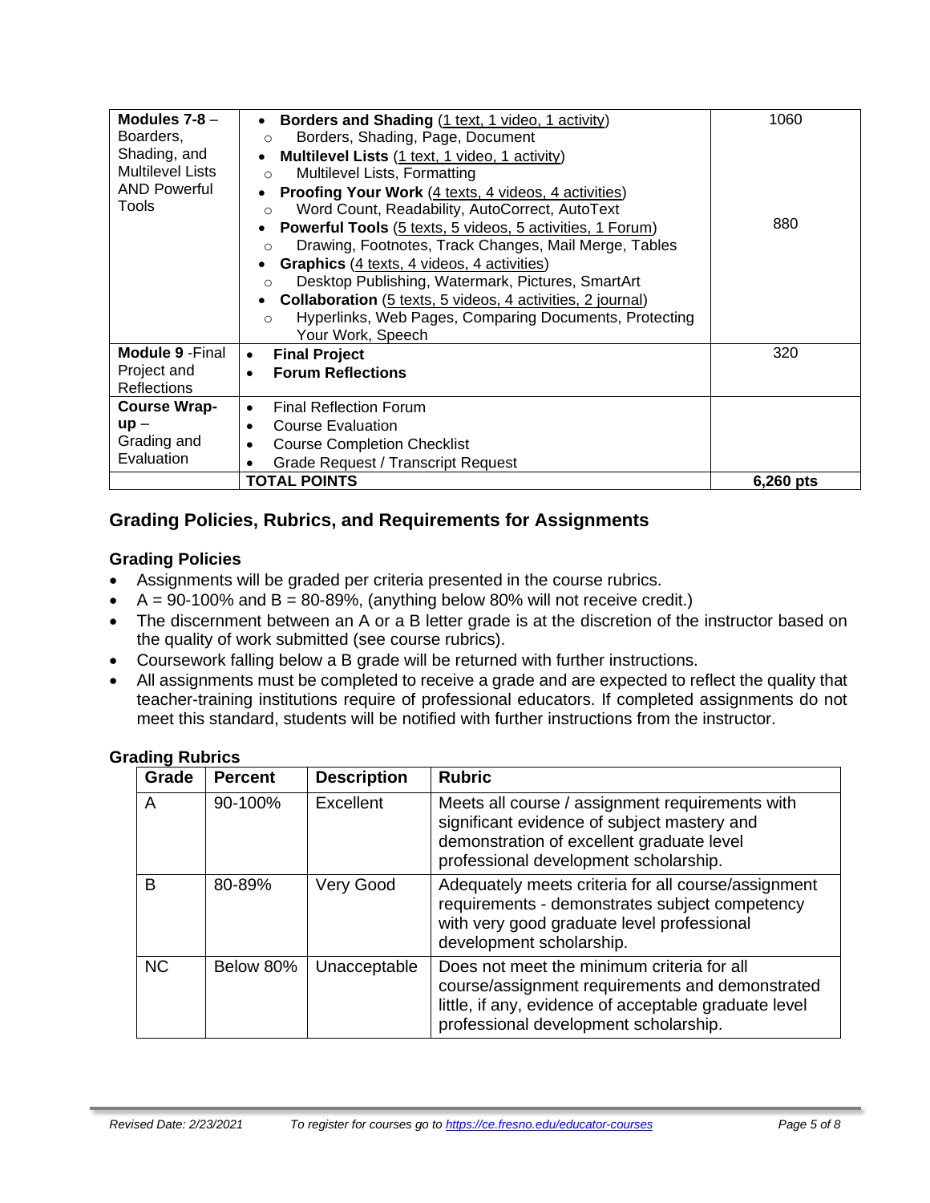| | | |
|---|---|---|
| **Modules 7-8** – Boarders, Shading, and Multilevel Lists AND Powerful Tools | • **Borders and Shading** (1 text, 1 video, 1 activity)<br>  ○ Borders, Shading, Page, Document<br>• **Multilevel Lists** (1 text, 1 video, 1 activity)<br>  ○ Multilevel Lists, Formatting<br>• **Proofing Your Work** (4 texts, 4 videos, 4 activities)<br>  ○ Word Count, Readability, AutoCorrect, AutoText<br>• **Powerful Tools** (5 texts, 5 videos, 5 activities, 1 Forum)<br>  ○ Drawing, Footnotes, Track Changes, Mail Merge, Tables<br>• **Graphics** (4 texts, 4 videos, 4 activities)<br>  ○ Desktop Publishing, Watermark, Pictures, SmartArt<br>• **Collaboration** (5 texts, 5 videos, 4 activities, 2 journal)<br>  ○ Hyperlinks, Web Pages, Comparing Documents, Protecting Your Work, Speech | 1060<br><br>880 |
| **Module 9** -Final Project and Reflections | • **Final Project**<br>• **Forum Reflections** | 320 |
| **Course Wrap-up** – Grading and Evaluation | • Final Reflection Forum<br>• Course Evaluation<br>• Course Completion Checklist<br>• Grade Request / Transcript Request | |
| | **TOTAL POINTS** | **6,260 pts** |

## Grading Policies, Rubrics, and Requirements for Assignments

### Grading Policies

- Assignments will be graded per criteria presented in the course rubrics.
- A = 90-100% and B = 80-89%, (anything below 80% will not receive credit.)
- The discernment between an A or a B letter grade is at the discretion of the instructor based on the quality of work submitted (see course rubrics).
- Coursework falling below a B grade will be returned with further instructions.
- All assignments must be completed to receive a grade and are expected to reflect the quality that teacher-training institutions require of professional educators. If completed assignments do not meet this standard, students will be notified with further instructions from the instructor.

### Grading Rubrics

| Grade | Percent | Description | Rubric |
|---|---|---|---|
| A | 90-100% | Excellent | Meets all course / assignment requirements with significant evidence of subject mastery and demonstration of excellent graduate level professional development scholarship. |
| B | 80-89% | Very Good | Adequately meets criteria for all course/assignment requirements - demonstrates subject competency with very good graduate level professional development scholarship. |
| NC | Below 80% | Unacceptable | Does not meet the minimum criteria for all course/assignment requirements and demonstrated little, if any, evidence of acceptable graduate level professional development scholarship. |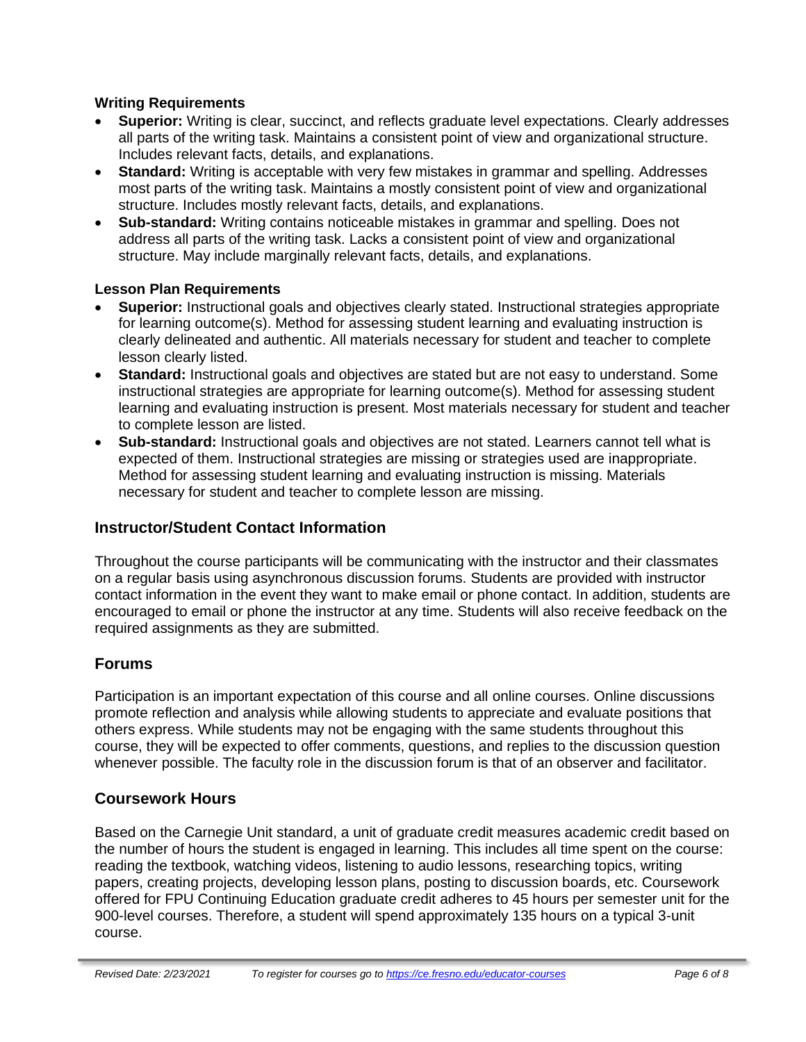#### Writing Requirements

- **Superior:** Writing is clear, succinct, and reflects graduate level expectations. Clearly addresses all parts of the writing task. Maintains a consistent point of view and organizational structure. Includes relevant facts, details, and explanations.
- **Standard:** Writing is acceptable with very few mistakes in grammar and spelling. Addresses most parts of the writing task. Maintains a mostly consistent point of view and organizational structure. Includes mostly relevant facts, details, and explanations.
- **Sub-standard:** Writing contains noticeable mistakes in grammar and spelling. Does not address all parts of the writing task. Lacks a consistent point of view and organizational structure. May include marginally relevant facts, details, and explanations.

#### Lesson Plan Requirements

- **Superior:** Instructional goals and objectives clearly stated. Instructional strategies appropriate for learning outcome(s). Method for assessing student learning and evaluating instruction is clearly delineated and authentic. All materials necessary for student and teacher to complete lesson clearly listed.
- **Standard:** Instructional goals and objectives are stated but are not easy to understand. Some instructional strategies are appropriate for learning outcome(s). Method for assessing student learning and evaluating instruction is present. Most materials necessary for student and teacher to complete lesson are listed.
- **Sub-standard:** Instructional goals and objectives are not stated. Learners cannot tell what is expected of them. Instructional strategies are missing or strategies used are inappropriate. Method for assessing student learning and evaluating instruction is missing. Materials necessary for student and teacher to complete lesson are missing.

## Instructor/Student Contact Information

Throughout the course participants will be communicating with the instructor and their classmates on a regular basis using asynchronous discussion forums. Students are provided with instructor contact information in the event they want to make email or phone contact. In addition, students are encouraged to email or phone the instructor at any time. Students will also receive feedback on the required assignments as they are submitted.

## Forums

Participation is an important expectation of this course and all online courses. Online discussions promote reflection and analysis while allowing students to appreciate and evaluate positions that others express. While students may not be engaging with the same students throughout this course, they will be expected to offer comments, questions, and replies to the discussion question whenever possible. The faculty role in the discussion forum is that of an observer and facilitator.

## Coursework Hours

Based on the Carnegie Unit standard, a unit of graduate credit measures academic credit based on the number of hours the student is engaged in learning. This includes all time spent on the course: reading the textbook, watching videos, listening to audio lessons, researching topics, writing papers, creating projects, developing lesson plans, posting to discussion boards, etc. Coursework offered for FPU Continuing Education graduate credit adheres to 45 hours per semester unit for the 900-level courses. Therefore, a student will spend approximately 135 hours on a typical 3-unit course.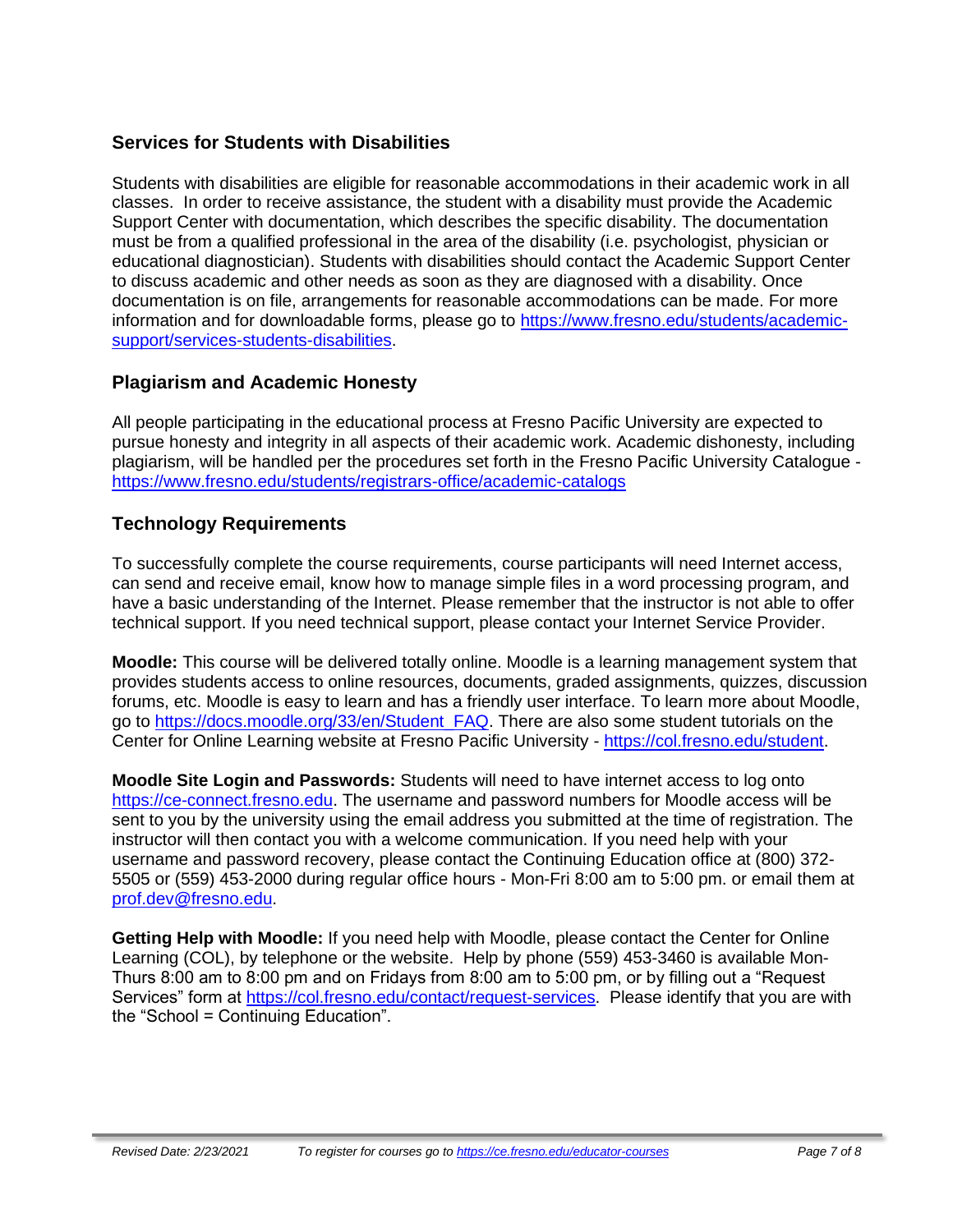## Services for Students with Disabilities

Students with disabilities are eligible for reasonable accommodations in their academic work in all classes. In order to receive assistance, the student with a disability must provide the Academic Support Center with documentation, which describes the specific disability. The documentation must be from a qualified professional in the area of the disability (i.e. psychologist, physician or educational diagnostician). Students with disabilities should contact the Academic Support Center to discuss academic and other needs as soon as they are diagnosed with a disability. Once documentation is on file, arrangements for reasonable accommodations can be made. For more information and for downloadable forms, please go to https://www.fresno.edu/students/academic-support/services-students-disabilities.

## Plagiarism and Academic Honesty

All people participating in the educational process at Fresno Pacific University are expected to pursue honesty and integrity in all aspects of their academic work. Academic dishonesty, including plagiarism, will be handled per the procedures set forth in the Fresno Pacific University Catalogue - https://www.fresno.edu/students/registrars-office/academic-catalogs

## Technology Requirements

To successfully complete the course requirements, course participants will need Internet access, can send and receive email, know how to manage simple files in a word processing program, and have a basic understanding of the Internet. Please remember that the instructor is not able to offer technical support. If you need technical support, please contact your Internet Service Provider.

**Moodle:** This course will be delivered totally online. Moodle is a learning management system that provides students access to online resources, documents, graded assignments, quizzes, discussion forums, etc. Moodle is easy to learn and has a friendly user interface. To learn more about Moodle, go to https://docs.moodle.org/33/en/Student_FAQ. There are also some student tutorials on the Center for Online Learning website at Fresno Pacific University - https://col.fresno.edu/student.

**Moodle Site Login and Passwords:** Students will need to have internet access to log onto https://ce-connect.fresno.edu. The username and password numbers for Moodle access will be sent to you by the university using the email address you submitted at the time of registration. The instructor will then contact you with a welcome communication. If you need help with your username and password recovery, please contact the Continuing Education office at (800) 372-5505 or (559) 453-2000 during regular office hours - Mon-Fri 8:00 am to 5:00 pm. or email them at prof.dev@fresno.edu.

**Getting Help with Moodle:** If you need help with Moodle, please contact the Center for Online Learning (COL), by telephone or the website. Help by phone (559) 453-3460 is available Mon-Thurs 8:00 am to 8:00 pm and on Fridays from 8:00 am to 5:00 pm, or by filling out a "Request Services" form at https://col.fresno.edu/contact/request-services. Please identify that you are with the "School = Continuing Education".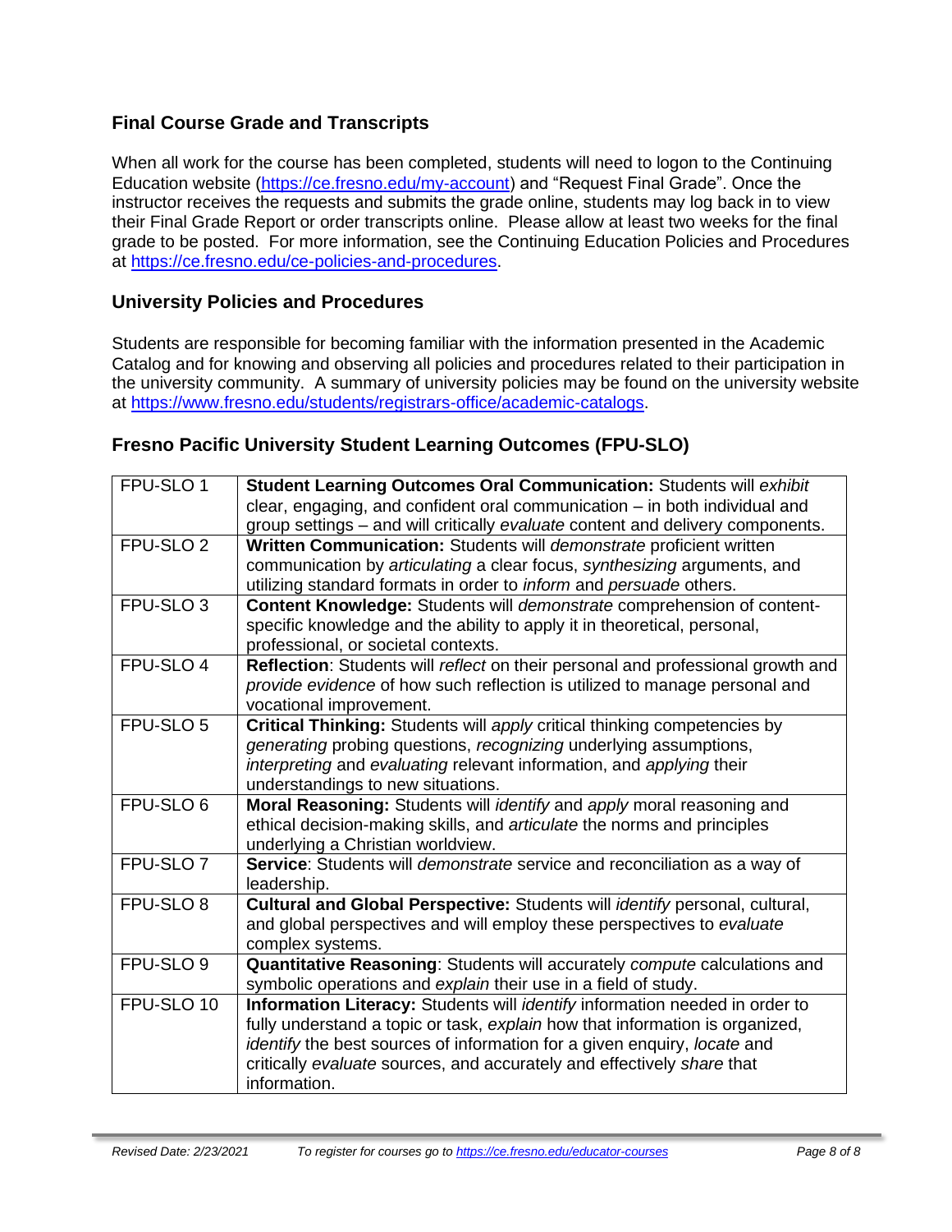## Final Course Grade and Transcripts

When all work for the course has been completed, students will need to logon to the Continuing Education website (https://ce.fresno.edu/my-account) and "Request Final Grade". Once the instructor receives the requests and submits the grade online, students may log back in to view their Final Grade Report or order transcripts online. Please allow at least two weeks for the final grade to be posted. For more information, see the Continuing Education Policies and Procedures at https://ce.fresno.edu/ce-policies-and-procedures.

## University Policies and Procedures

Students are responsible for becoming familiar with the information presented in the Academic Catalog and for knowing and observing all policies and procedures related to their participation in the university community. A summary of university policies may be found on the university website at https://www.fresno.edu/students/registrars-office/academic-catalogs.

## Fresno Pacific University Student Learning Outcomes (FPU-SLO)

| | |
|---|---|
| FPU-SLO 1 | **Student Learning Outcomes Oral Communication:** Students will *exhibit* clear, engaging, and confident oral communication – in both individual and group settings – and will critically *evaluate* content and delivery components. |
| FPU-SLO 2 | **Written Communication:** Students will *demonstrate* proficient written communication by *articulating* a clear focus, *synthesizing* arguments, and utilizing standard formats in order to *inform* and *persuade* others. |
| FPU-SLO 3 | **Content Knowledge:** Students will *demonstrate* comprehension of content-specific knowledge and the ability to apply it in theoretical, personal, professional, or societal contexts. |
| FPU-SLO 4 | **Reflection**: Students will *reflect* on their personal and professional growth and *provide evidence* of how such reflection is utilized to manage personal and vocational improvement. |
| FPU-SLO 5 | **Critical Thinking:** Students will *apply* critical thinking competencies by *generating* probing questions, *recognizing* underlying assumptions, *interpreting* and *evaluating* relevant information, and *applying* their understandings to new situations. |
| FPU-SLO 6 | **Moral Reasoning:** Students will *identify* and *apply* moral reasoning and ethical decision-making skills, and *articulate* the norms and principles underlying a Christian worldview. |
| FPU-SLO 7 | **Service**: Students will *demonstrate* service and reconciliation as a way of leadership. |
| FPU-SLO 8 | **Cultural and Global Perspective:** Students will *identify* personal, cultural, and global perspectives and will employ these perspectives to *evaluate* complex systems. |
| FPU-SLO 9 | **Quantitative Reasoning**: Students will accurately *compute* calculations and symbolic operations and *explain* their use in a field of study. |
| FPU-SLO 10 | **Information Literacy:** Students will *identify* information needed in order to fully understand a topic or task, *explain* how that information is organized, *identify* the best sources of information for a given enquiry, *locate* and critically *evaluate* sources, and accurately and effectively *share* that information. |